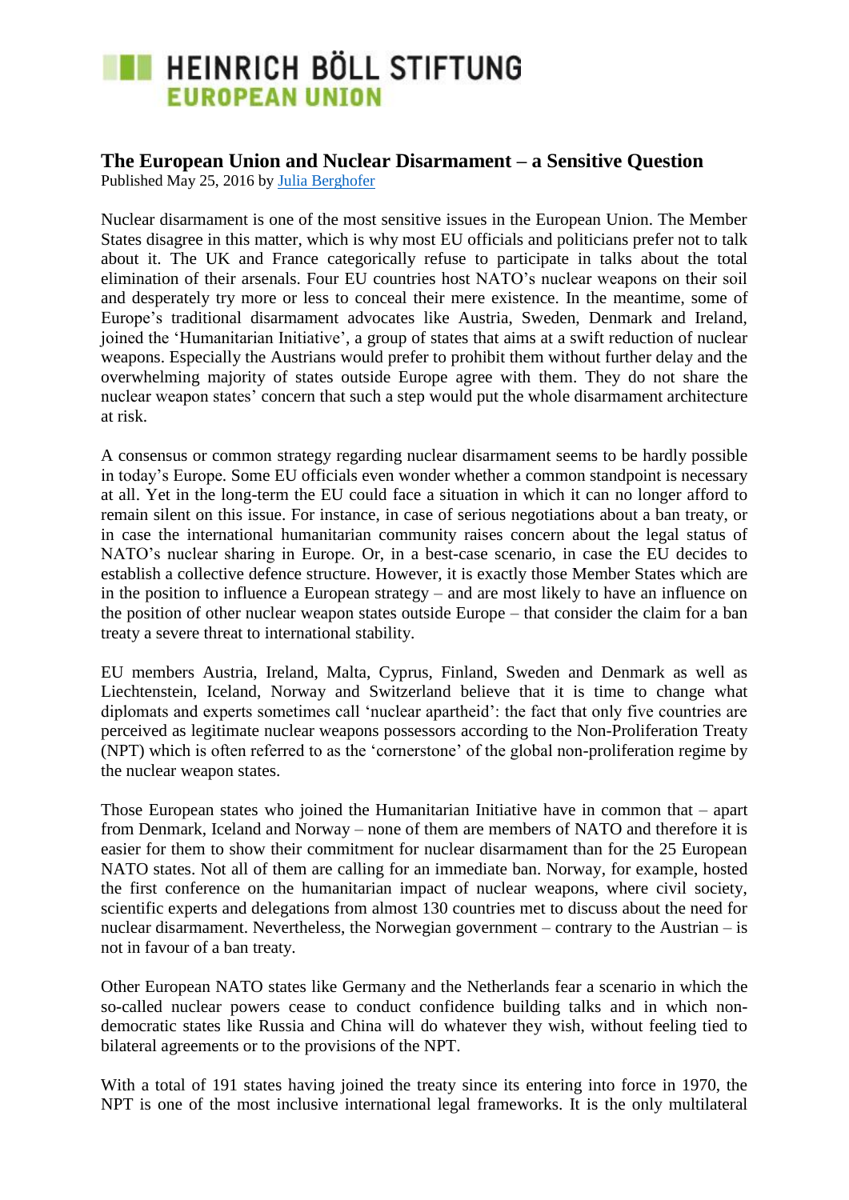# HEINRICH BÖLL STIFTUNG
## EUROPEAN UNION

### The European Union and Nuclear Disarmament – a Sensitive Question

Published May 25, 2016 by [Julia Berghofer]

Nuclear disarmament is one of the most sensitive issues in the European Union. The Member States disagree in this matter, which is why most EU officials and politicians prefer not to talk about it. The UK and France categorically refuse to participate in talks about the total elimination of their arsenals. Four EU countries host NATO's nuclear weapons on their soil and desperately try more or less to conceal their mere existence. In the meantime, some of Europe's traditional disarmament advocates like Austria, Sweden, Denmark and Ireland, joined the 'Humanitarian Initiative', a group of states that aims at a swift reduction of nuclear weapons. Especially the Austrians would prefer to prohibit them without further delay and the overwhelming majority of states outside Europe agree with them. They do not share the nuclear weapon states' concern that such a step would put the whole disarmament architecture at risk.

A consensus or common strategy regarding nuclear disarmament seems to be hardly possible in today's Europe. Some EU officials even wonder whether a common standpoint is necessary at all. Yet in the long-term the EU could face a situation in which it can no longer afford to remain silent on this issue. For instance, in case of serious negotiations about a ban treaty, or in case the international humanitarian community raises concern about the legal status of NATO's nuclear sharing in Europe. Or, in a best-case scenario, in case the EU decides to establish a collective defence structure. However, it is exactly those Member States which are in the position to influence a European strategy – and are most likely to have an influence on the position of other nuclear weapon states outside Europe – that consider the claim for a ban treaty a severe threat to international stability.

EU members Austria, Ireland, Malta, Cyprus, Finland, Sweden and Denmark as well as Liechtenstein, Iceland, Norway and Switzerland believe that it is time to change what diplomats and experts sometimes call 'nuclear apartheid': the fact that only five countries are perceived as legitimate nuclear weapons possessors according to the Non-Proliferation Treaty (NPT) which is often referred to as the 'cornerstone' of the global non-proliferation regime by the nuclear weapon states.

Those European states who joined the Humanitarian Initiative have in common that – apart from Denmark, Iceland and Norway – none of them are members of NATO and therefore it is easier for them to show their commitment for nuclear disarmament than for the 25 European NATO states. Not all of them are calling for an immediate ban. Norway, for example, hosted the first conference on the humanitarian impact of nuclear weapons, where civil society, scientific experts and delegations from almost 130 countries met to discuss about the need for nuclear disarmament. Nevertheless, the Norwegian government – contrary to the Austrian – is not in favour of a ban treaty.

Other European NATO states like Germany and the Netherlands fear a scenario in which the so-called nuclear powers cease to conduct confidence building talks and in which non-democratic states like Russia and China will do whatever they wish, without feeling tied to bilateral agreements or to the provisions of the NPT.

With a total of 191 states having joined the treaty since its entering into force in 1970, the NPT is one of the most inclusive international legal frameworks. It is the only multilateral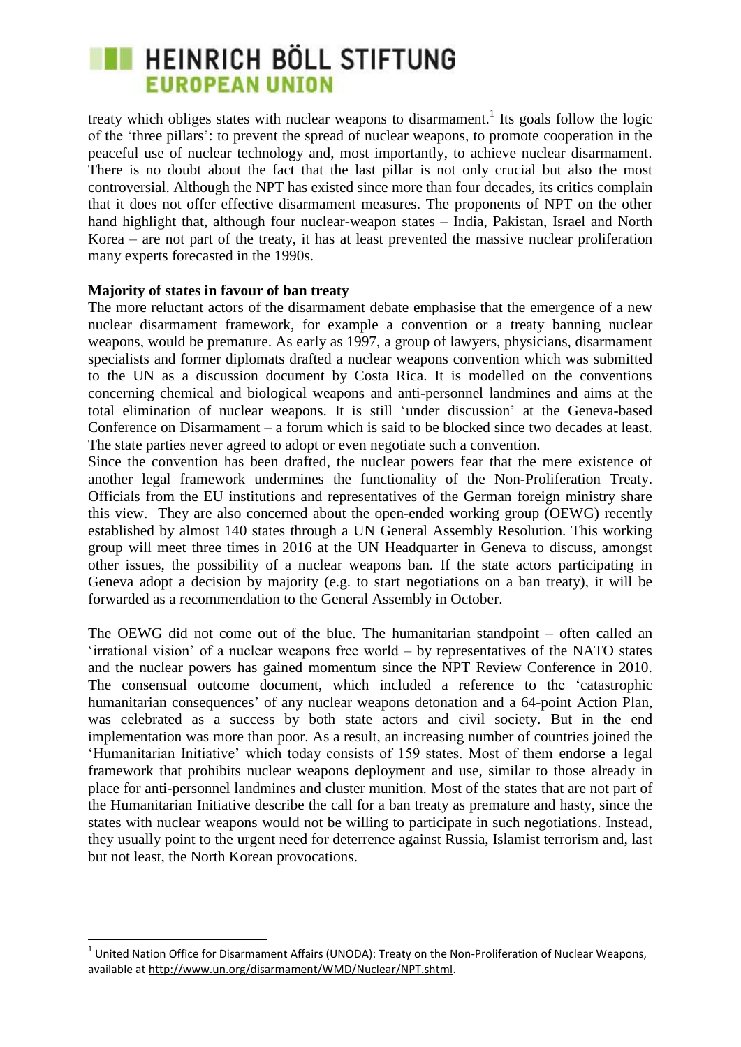treaty which obliges states with nuclear weapons to disarmament.[1] Its goals follow the logic of the 'three pillars': to prevent the spread of nuclear weapons, to promote cooperation in the peaceful use of nuclear technology and, most importantly, to achieve nuclear disarmament. There is no doubt about the fact that the last pillar is not only crucial but also the most controversial. Although the NPT has existed since more than four decades, its critics complain that it does not offer effective disarmament measures. The proponents of NPT on the other hand highlight that, although four nuclear-weapon states – India, Pakistan, Israel and North Korea – are not part of the treaty, it has at least prevented the massive nuclear proliferation many experts forecasted in the 1990s.

**Majority of states in favour of ban treaty**

The more reluctant actors of the disarmament debate emphasise that the emergence of a new nuclear disarmament framework, for example a convention or a treaty banning nuclear weapons, would be premature. As early as 1997, a group of lawyers, physicians, disarmament specialists and former diplomats drafted a nuclear weapons convention which was submitted to the UN as a discussion document by Costa Rica. It is modelled on the conventions concerning chemical and biological weapons and anti-personnel landmines and aims at the total elimination of nuclear weapons. It is still 'under discussion' at the Geneva-based Conference on Disarmament – a forum which is said to be blocked since two decades at least. The state parties never agreed to adopt or even negotiate such a convention.

Since the convention has been drafted, the nuclear powers fear that the mere existence of another legal framework undermines the functionality of the Non-Proliferation Treaty. Officials from the EU institutions and representatives of the German foreign ministry share this view. They are also concerned about the open-ended working group (OEWG) recently established by almost 140 states through a UN General Assembly Resolution. This working group will meet three times in 2016 at the UN Headquarter in Geneva to discuss, amongst other issues, the possibility of a nuclear weapons ban. If the state actors participating in Geneva adopt a decision by majority (e.g. to start negotiations on a ban treaty), it will be forwarded as a recommendation to the General Assembly in October.

The OEWG did not come out of the blue. The humanitarian standpoint – often called an 'irrational vision' of a nuclear weapons free world – by representatives of the NATO states and the nuclear powers has gained momentum since the NPT Review Conference in 2010. The consensual outcome document, which included a reference to the 'catastrophic humanitarian consequences' of any nuclear weapons detonation and a 64-point Action Plan, was celebrated as a success by both state actors and civil society. But in the end implementation was more than poor. As a result, an increasing number of countries joined the 'Humanitarian Initiative' which today consists of 159 states. Most of them endorse a legal framework that prohibits nuclear weapons deployment and use, similar to those already in place for anti-personnel landmines and cluster munition. Most of the states that are not part of the Humanitarian Initiative describe the call for a ban treaty as premature and hasty, since the states with nuclear weapons would not be willing to participate in such negotiations. Instead, they usually point to the urgent need for deterrence against Russia, Islamist terrorism and, last but not least, the North Korean provocations.

[1] United Nation Office for Disarmament Affairs (UNODA): Treaty on the Non-Proliferation of Nuclear Weapons, available at http://www.un.org/disarmament/WMD/Nuclear/NPT.shtml.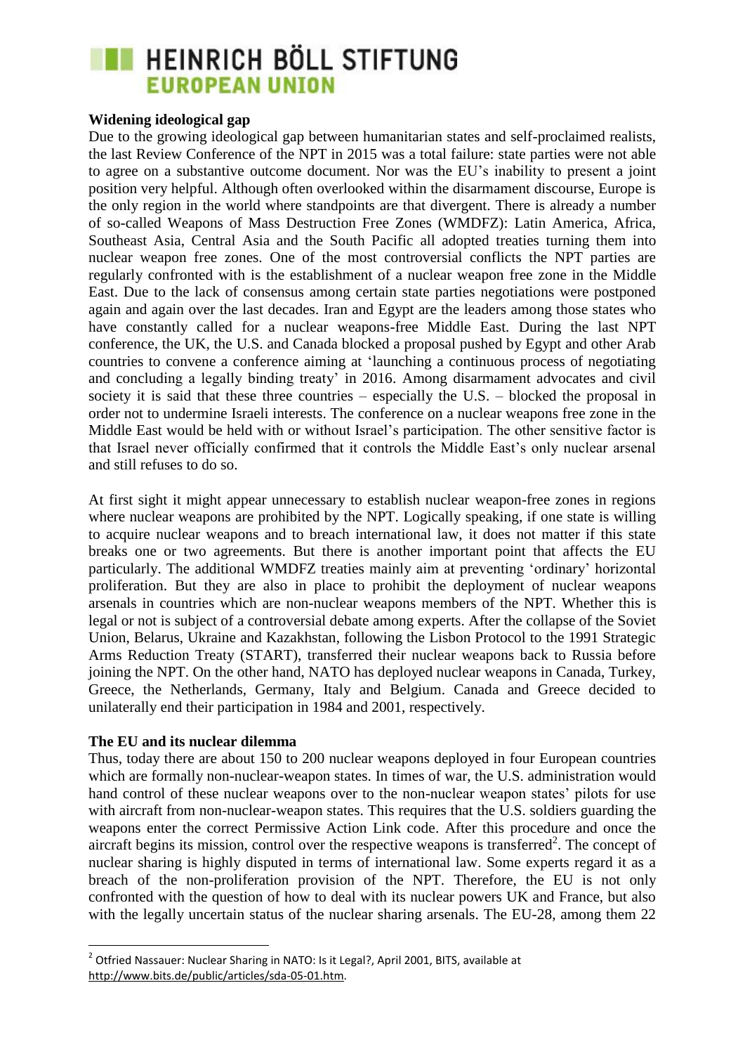**Widening ideological gap**

Due to the growing ideological gap between humanitarian states and self-proclaimed realists, the last Review Conference of the NPT in 2015 was a total failure: state parties were not able to agree on a substantive outcome document. Nor was the EU's inability to present a joint position very helpful. Although often overlooked within the disarmament discourse, Europe is the only region in the world where standpoints are that divergent. There is already a number of so-called Weapons of Mass Destruction Free Zones (WMDFZ): Latin America, Africa, Southeast Asia, Central Asia and the South Pacific all adopted treaties turning them into nuclear weapon free zones. One of the most controversial conflicts the NPT parties are regularly confronted with is the establishment of a nuclear weapon free zone in the Middle East. Due to the lack of consensus among certain state parties negotiations were postponed again and again over the last decades. Iran and Egypt are the leaders among those states who have constantly called for a nuclear weapons-free Middle East. During the last NPT conference, the UK, the U.S. and Canada blocked a proposal pushed by Egypt and other Arab countries to convene a conference aiming at 'launching a continuous process of negotiating and concluding a legally binding treaty' in 2016. Among disarmament advocates and civil society it is said that these three countries – especially the U.S. – blocked the proposal in order not to undermine Israeli interests. The conference on a nuclear weapons free zone in the Middle East would be held with or without Israel's participation. The other sensitive factor is that Israel never officially confirmed that it controls the Middle East's only nuclear arsenal and still refuses to do so.

At first sight it might appear unnecessary to establish nuclear weapon-free zones in regions where nuclear weapons are prohibited by the NPT. Logically speaking, if one state is willing to acquire nuclear weapons and to breach international law, it does not matter if this state breaks one or two agreements. But there is another important point that affects the EU particularly. The additional WMDFZ treaties mainly aim at preventing 'ordinary' horizontal proliferation. But they are also in place to prohibit the deployment of nuclear weapons arsenals in countries which are non-nuclear weapons members of the NPT. Whether this is legal or not is subject of a controversial debate among experts. After the collapse of the Soviet Union, Belarus, Ukraine and Kazakhstan, following the Lisbon Protocol to the 1991 Strategic Arms Reduction Treaty (START), transferred their nuclear weapons back to Russia before joining the NPT. On the other hand, NATO has deployed nuclear weapons in Canada, Turkey, Greece, the Netherlands, Germany, Italy and Belgium. Canada and Greece decided to unilaterally end their participation in 1984 and 2001, respectively.

**The EU and its nuclear dilemma**

Thus, today there are about 150 to 200 nuclear weapons deployed in four European countries which are formally non-nuclear-weapon states. In times of war, the U.S. administration would hand control of these nuclear weapons over to the non-nuclear weapon states' pilots for use with aircraft from non-nuclear-weapon states. This requires that the U.S. soldiers guarding the weapons enter the correct Permissive Action Link code. After this procedure and once the aircraft begins its mission, control over the respective weapons is transferred[2]. The concept of nuclear sharing is highly disputed in terms of international law. Some experts regard it as a breach of the non-proliferation provision of the NPT. Therefore, the EU is not only confronted with the question of how to deal with its nuclear powers UK and France, but also with the legally uncertain status of the nuclear sharing arsenals. The EU-28, among them 22

---

[2] Otfried Nassauer: Nuclear Sharing in NATO: Is it Legal?, April 2001, BITS, available at http://www.bits.de/public/articles/sda-05-01.htm.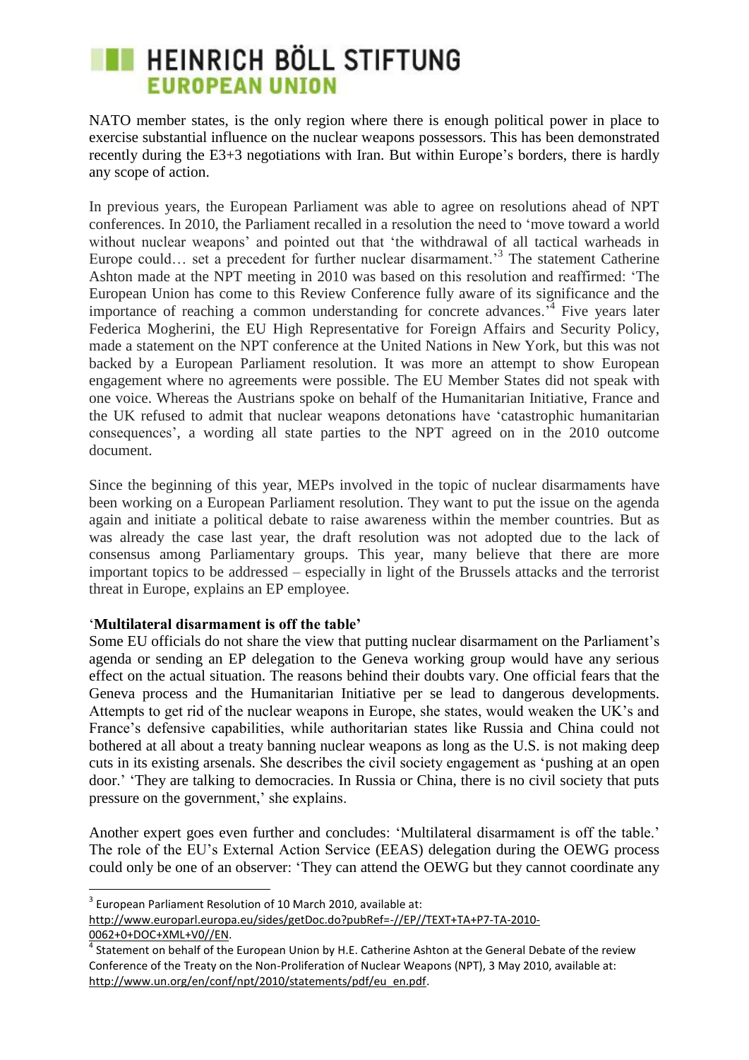NATO member states, is the only region where there is enough political power in place to exercise substantial influence on the nuclear weapons possessors. This has been demonstrated recently during the E3+3 negotiations with Iran. But within Europe's borders, there is hardly any scope of action.

In previous years, the European Parliament was able to agree on resolutions ahead of NPT conferences. In 2010, the Parliament recalled in a resolution the need to 'move toward a world without nuclear weapons' and pointed out that 'the withdrawal of all tactical warheads in Europe could… set a precedent for further nuclear disarmament.'[3] The statement Catherine Ashton made at the NPT meeting in 2010 was based on this resolution and reaffirmed: 'The European Union has come to this Review Conference fully aware of its significance and the importance of reaching a common understanding for concrete advances.'[4] Five years later Federica Mogherini, the EU High Representative for Foreign Affairs and Security Policy, made a statement on the NPT conference at the United Nations in New York, but this was not backed by a European Parliament resolution. It was more an attempt to show European engagement where no agreements were possible. The EU Member States did not speak with one voice. Whereas the Austrians spoke on behalf of the Humanitarian Initiative, France and the UK refused to admit that nuclear weapons detonations have 'catastrophic humanitarian consequences', a wording all state parties to the NPT agreed on in the 2010 outcome document.

Since the beginning of this year, MEPs involved in the topic of nuclear disarmaments have been working on a European Parliament resolution. They want to put the issue on the agenda again and initiate a political debate to raise awareness within the member countries. But as was already the case last year, the draft resolution was not adopted due to the lack of consensus among Parliamentary groups. This year, many believe that there are more important topics to be addressed – especially in light of the Brussels attacks and the terrorist threat in Europe, explains an EP employee.

### 'Multilateral disarmament is off the table'

Some EU officials do not share the view that putting nuclear disarmament on the Parliament's agenda or sending an EP delegation to the Geneva working group would have any serious effect on the actual situation. The reasons behind their doubts vary. One official fears that the Geneva process and the Humanitarian Initiative per se lead to dangerous developments. Attempts to get rid of the nuclear weapons in Europe, she states, would weaken the UK's and France's defensive capabilities, while authoritarian states like Russia and China could not bothered at all about a treaty banning nuclear weapons as long as the U.S. is not making deep cuts in its existing arsenals. She describes the civil society engagement as 'pushing at an open door.' 'They are talking to democracies. In Russia or China, there is no civil society that puts pressure on the government,' she explains.

Another expert goes even further and concludes: 'Multilateral disarmament is off the table.' The role of the EU's External Action Service (EEAS) delegation during the OEWG process could only be one of an observer: 'They can attend the OEWG but they cannot coordinate any

---

[3] European Parliament Resolution of 10 March 2010, available at: http://www.europarl.europa.eu/sides/getDoc.do?pubRef=-//EP//TEXT+TA+P7-TA-2010-0062+0+DOC+XML+V0//EN.

[4] Statement on behalf of the European Union by H.E. Catherine Ashton at the General Debate of the review Conference of the Treaty on the Non-Proliferation of Nuclear Weapons (NPT), 3 May 2010, available at: http://www.un.org/en/conf/npt/2010/statements/pdf/eu_en.pdf.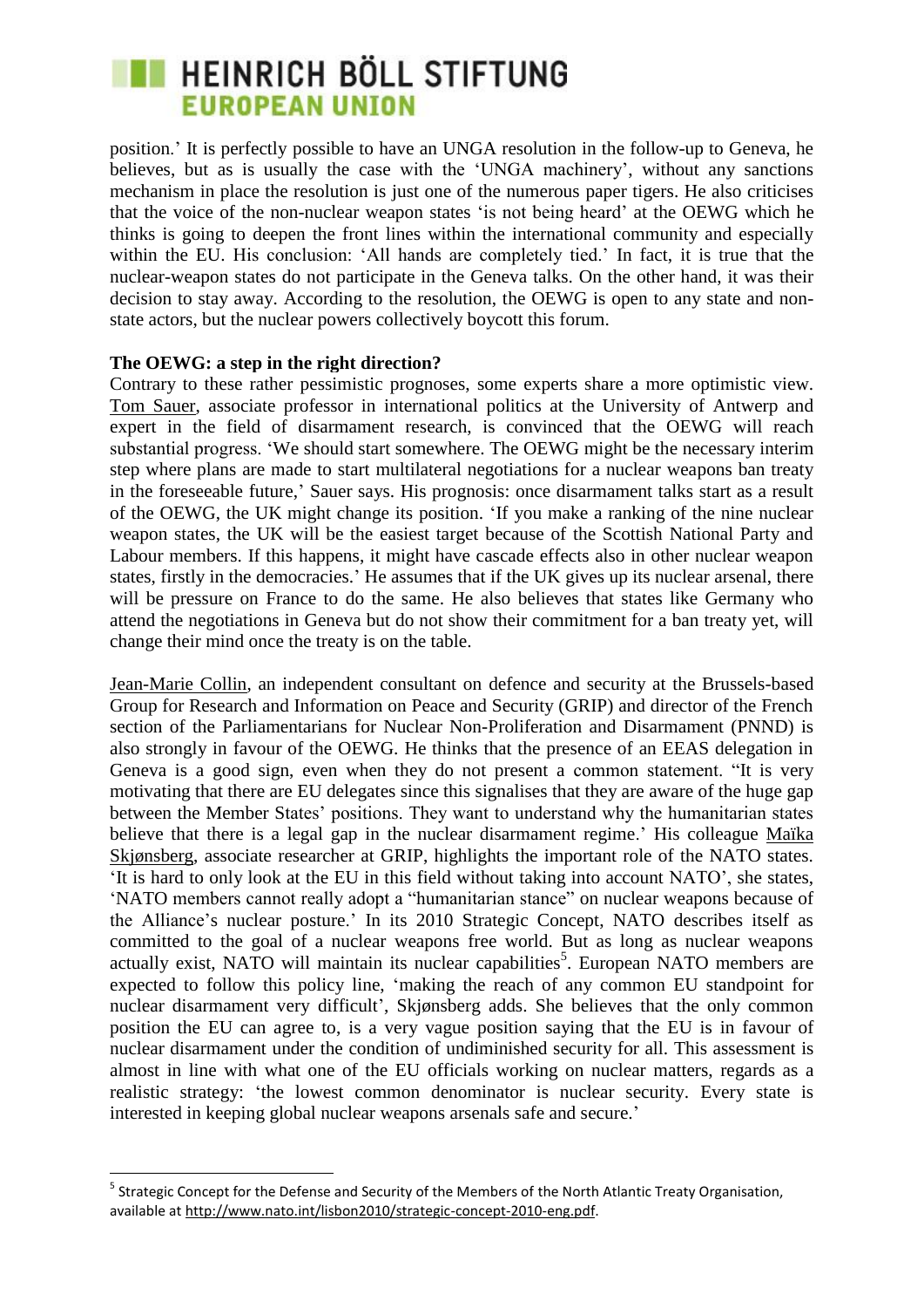position.' It is perfectly possible to have an UNGA resolution in the follow-up to Geneva, he believes, but as is usually the case with the 'UNGA machinery', without any sanctions mechanism in place the resolution is just one of the numerous paper tigers. He also criticises that the voice of the non-nuclear weapon states 'is not being heard' at the OEWG which he thinks is going to deepen the front lines within the international community and especially within the EU. His conclusion: 'All hands are completely tied.' In fact, it is true that the nuclear-weapon states do not participate in the Geneva talks. On the other hand, it was their decision to stay away. According to the resolution, the OEWG is open to any state and non-state actors, but the nuclear powers collectively boycott this forum.

**The OEWG: a step in the right direction?**

Contrary to these rather pessimistic prognoses, some experts share a more optimistic view. Tom Sauer, associate professor in international politics at the University of Antwerp and expert in the field of disarmament research, is convinced that the OEWG will reach substantial progress. 'We should start somewhere. The OEWG might be the necessary interim step where plans are made to start multilateral negotiations for a nuclear weapons ban treaty in the foreseeable future,' Sauer says. His prognosis: once disarmament talks start as a result of the OEWG, the UK might change its position. 'If you make a ranking of the nine nuclear weapon states, the UK will be the easiest target because of the Scottish National Party and Labour members. If this happens, it might have cascade effects also in other nuclear weapon states, firstly in the democracies.' He assumes that if the UK gives up its nuclear arsenal, there will be pressure on France to do the same. He also believes that states like Germany who attend the negotiations in Geneva but do not show their commitment for a ban treaty yet, will change their mind once the treaty is on the table.

Jean-Marie Collin, an independent consultant on defence and security at the Brussels-based Group for Research and Information on Peace and Security (GRIP) and director of the French section of the Parliamentarians for Nuclear Non-Proliferation and Disarmament (PNND) is also strongly in favour of the OEWG. He thinks that the presence of an EEAS delegation in Geneva is a good sign, even when they do not present a common statement. "It is very motivating that there are EU delegates since this signalises that they are aware of the huge gap between the Member States' positions. They want to understand why the humanitarian states believe that there is a legal gap in the nuclear disarmament regime.' His colleague Maïka Skjønsberg, associate researcher at GRIP, highlights the important role of the NATO states. 'It is hard to only look at the EU in this field without taking into account NATO', she states, 'NATO members cannot really adopt a "humanitarian stance" on nuclear weapons because of the Alliance's nuclear posture.' In its 2010 Strategic Concept, NATO describes itself as committed to the goal of a nuclear weapons free world. But as long as nuclear weapons actually exist, NATO will maintain its nuclear capabilities[5]. European NATO members are expected to follow this policy line, 'making the reach of any common EU standpoint for nuclear disarmament very difficult', Skjønsberg adds. She believes that the only common position the EU can agree to, is a very vague position saying that the EU is in favour of nuclear disarmament under the condition of undiminished security for all. This assessment is almost in line with what one of the EU officials working on nuclear matters, regards as a realistic strategy: 'the lowest common denominator is nuclear security. Every state is interested in keeping global nuclear weapons arsenals safe and secure.'

[5] Strategic Concept for the Defense and Security of the Members of the North Atlantic Treaty Organisation, available at http://www.nato.int/lisbon2010/strategic-concept-2010-eng.pdf.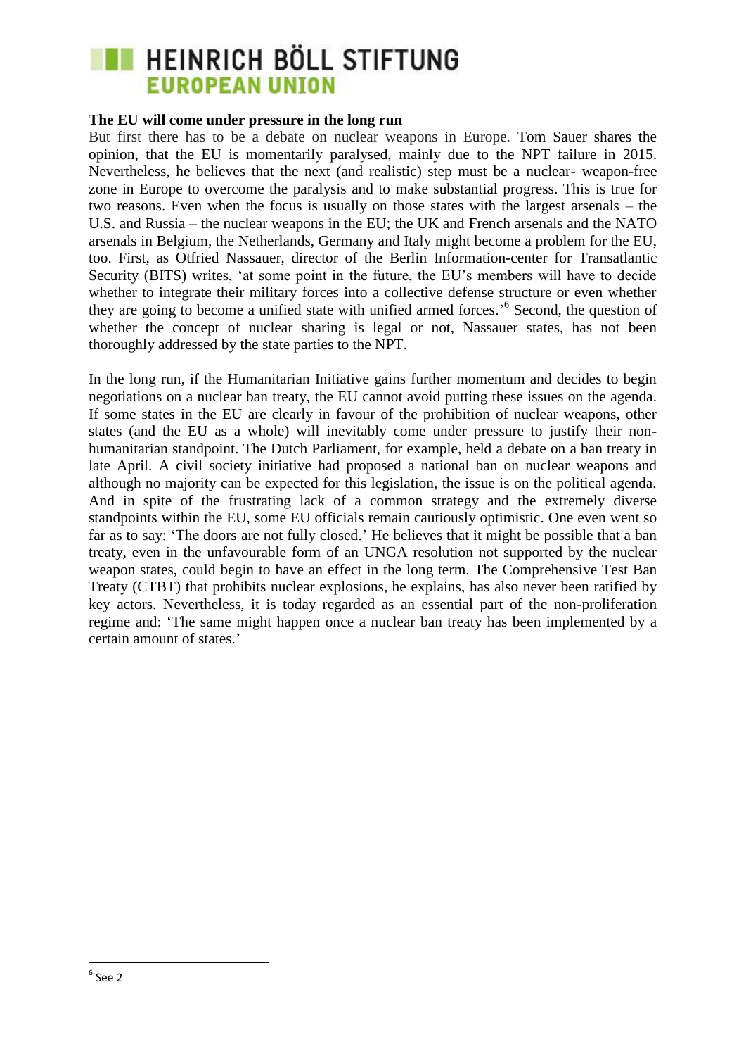**The EU will come under pressure in the long run**

But first there has to be a debate on nuclear weapons in Europe. Tom Sauer shares the opinion, that the EU is momentarily paralysed, mainly due to the NPT failure in 2015. Nevertheless, he believes that the next (and realistic) step must be a nuclear- weapon-free zone in Europe to overcome the paralysis and to make substantial progress. This is true for two reasons. Even when the focus is usually on those states with the largest arsenals – the U.S. and Russia – the nuclear weapons in the EU; the UK and French arsenals and the NATO arsenals in Belgium, the Netherlands, Germany and Italy might become a problem for the EU, too. First, as Otfried Nassauer, director of the Berlin Information-center for Transatlantic Security (BITS) writes, 'at some point in the future, the EU's members will have to decide whether to integrate their military forces into a collective defense structure or even whether they are going to become a unified state with unified armed forces.'[6] Second, the question of whether the concept of nuclear sharing is legal or not, Nassauer states, has not been thoroughly addressed by the state parties to the NPT.

In the long run, if the Humanitarian Initiative gains further momentum and decides to begin negotiations on a nuclear ban treaty, the EU cannot avoid putting these issues on the agenda. If some states in the EU are clearly in favour of the prohibition of nuclear weapons, other states (and the EU as a whole) will inevitably come under pressure to justify their non-humanitarian standpoint. The Dutch Parliament, for example, held a debate on a ban treaty in late April. A civil society initiative had proposed a national ban on nuclear weapons and although no majority can be expected for this legislation, the issue is on the political agenda. And in spite of the frustrating lack of a common strategy and the extremely diverse standpoints within the EU, some EU officials remain cautiously optimistic. One even went so far as to say: 'The doors are not fully closed.' He believes that it might be possible that a ban treaty, even in the unfavourable form of an UNGA resolution not supported by the nuclear weapon states, could begin to have an effect in the long term. The Comprehensive Test Ban Treaty (CTBT) that prohibits nuclear explosions, he explains, has also never been ratified by key actors. Nevertheless, it is today regarded as an essential part of the non-proliferation regime and: 'The same might happen once a nuclear ban treaty has been implemented by a certain amount of states.'

---

[6] See 2